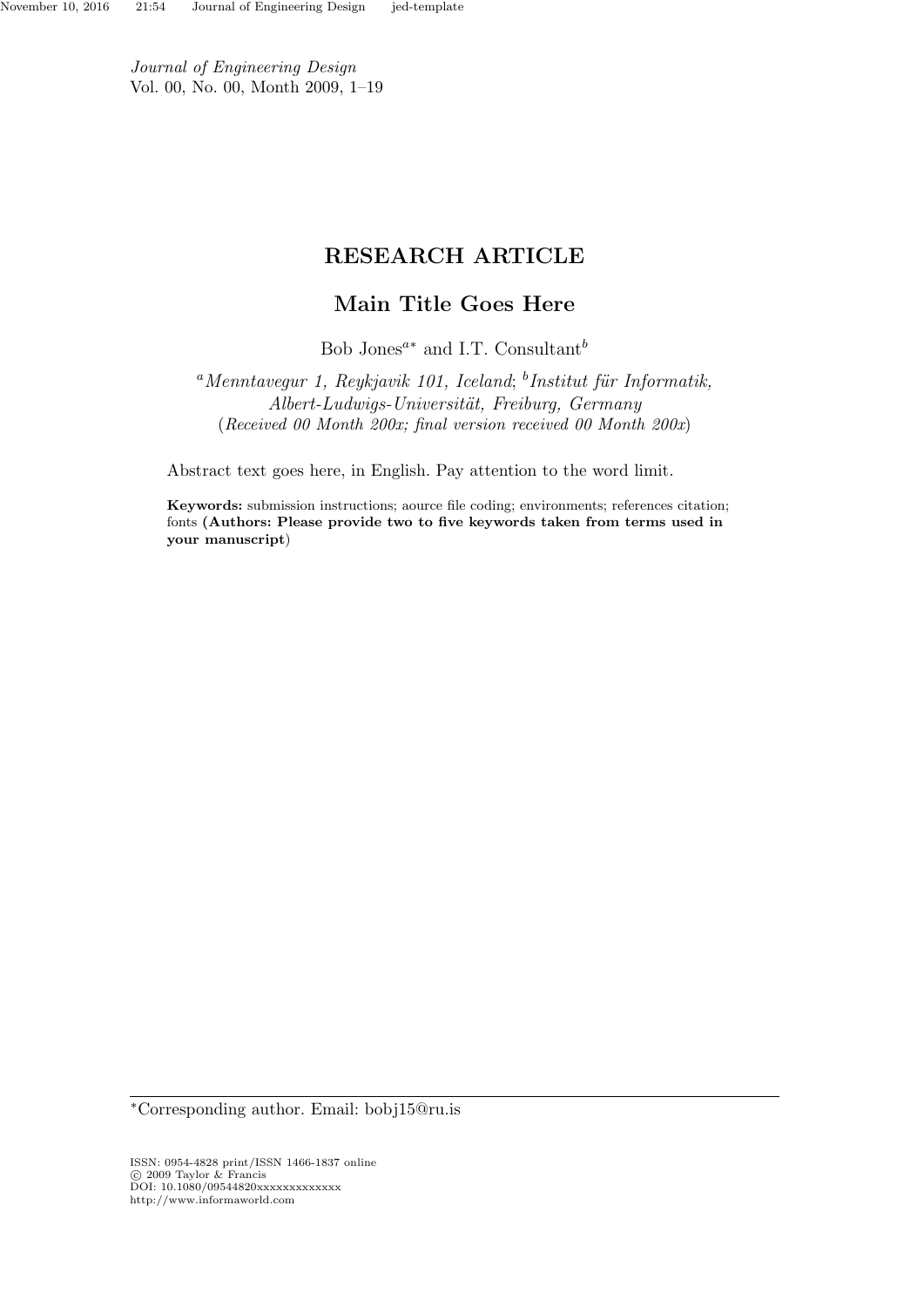*Journal of Engineering Design*
Vol. 00, No. 00, Month 2009, 1–19

**RESEARCH ARTICLE**

# Main Title Goes Here

Bob Jones[a*] and I.T. Consultant[b]

[a]*Menntavegur 1, Reykjavik 101, Iceland*; [b]*Institut für Informatik, Albert-Ludwigs-Universität, Freiburg, Germany*
(*Received 00 Month 200x; final version received 00 Month 200x*)

Abstract text goes here, in English. Pay attention to the word limit.

**Keywords:** submission instructions; aource file coding; environments; references citation; fonts **(Authors: Please provide two to five keywords taken from terms used in your manuscript**)

---

*Corresponding author. Email: bobj15@ru.is

ISSN: 0954-4828 print/ISSN 1466-1837 online
© 2009 Taylor & Francis
DOI: 10.1080/09544820xxxxxxxxxxxxx
http://www.informaworld.com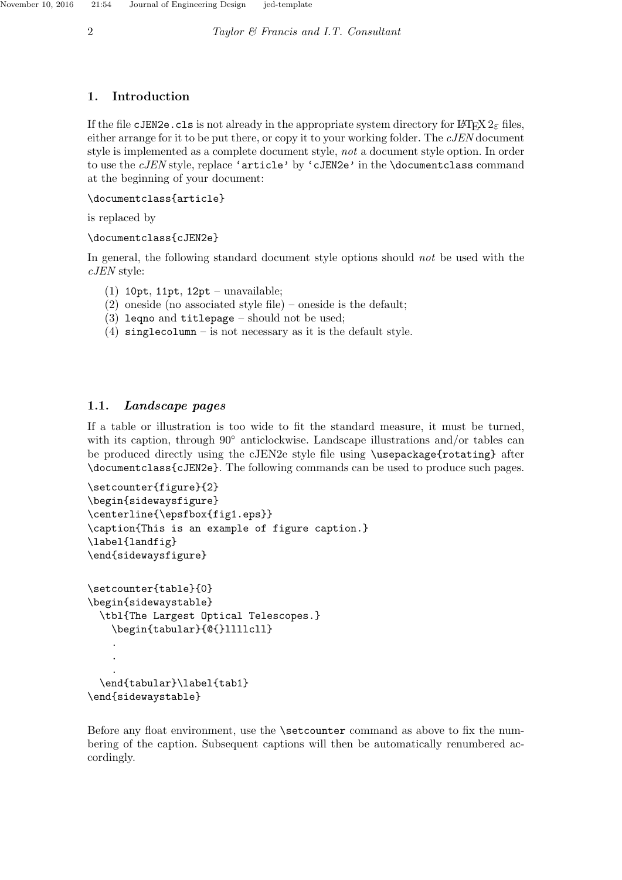## 1. Introduction

If the file `cJEN2e.cls` is not already in the appropriate system directory for LaTeX $2_\varepsilon$ files, either arrange for it to be put there, or copy it to your working folder. The *cJEN* document style is implemented as a complete document style, *not* a document style option. In order to use the *cJEN* style, replace `'article'` by `'cJEN2e'` in the `\documentclass` command at the beginning of your document:

```
\documentclass{article}
```

is replaced by

```
\documentclass{cJEN2e}
```

In general, the following standard document style options should *not* be used with the *cJEN* style:

(1) `10pt`, `11pt`, `12pt` – unavailable;
(2) oneside (no associated style file) – oneside is the default;
(3) `leqno` and `titlepage` – should not be used;
(4) `singlecolumn` – is not necessary as it is the default style.

### 1.1. *Landscape pages*

If a table or illustration is too wide to fit the standard measure, it must be turned, with its caption, through 90° anticlockwise. Landscape illustrations and/or tables can be produced directly using the cJEN2e style file using `\usepackage{rotating}` after `\documentclass{cJEN2e}`. The following commands can be used to produce such pages.

```
\setcounter{figure}{2}
\begin{sidewaysfigure}
\centerline{\epsfbox{fig1.eps}}
\caption{This is an example of figure caption.}
\label{landfig}
\end{sidewaysfigure}


\setcounter{table}{0}
\begin{sidewaystable}
  \tbl{The Largest Optical Telescopes.}
    \begin{tabular}{@{}llllcll}
    .
    .
    .
  \end{tabular}\label{tab1}
\end{sidewaystable}
```

Before any float environment, use the `\setcounter` command as above to fix the numbering of the caption. Subsequent captions will then be automatically renumbered accordingly.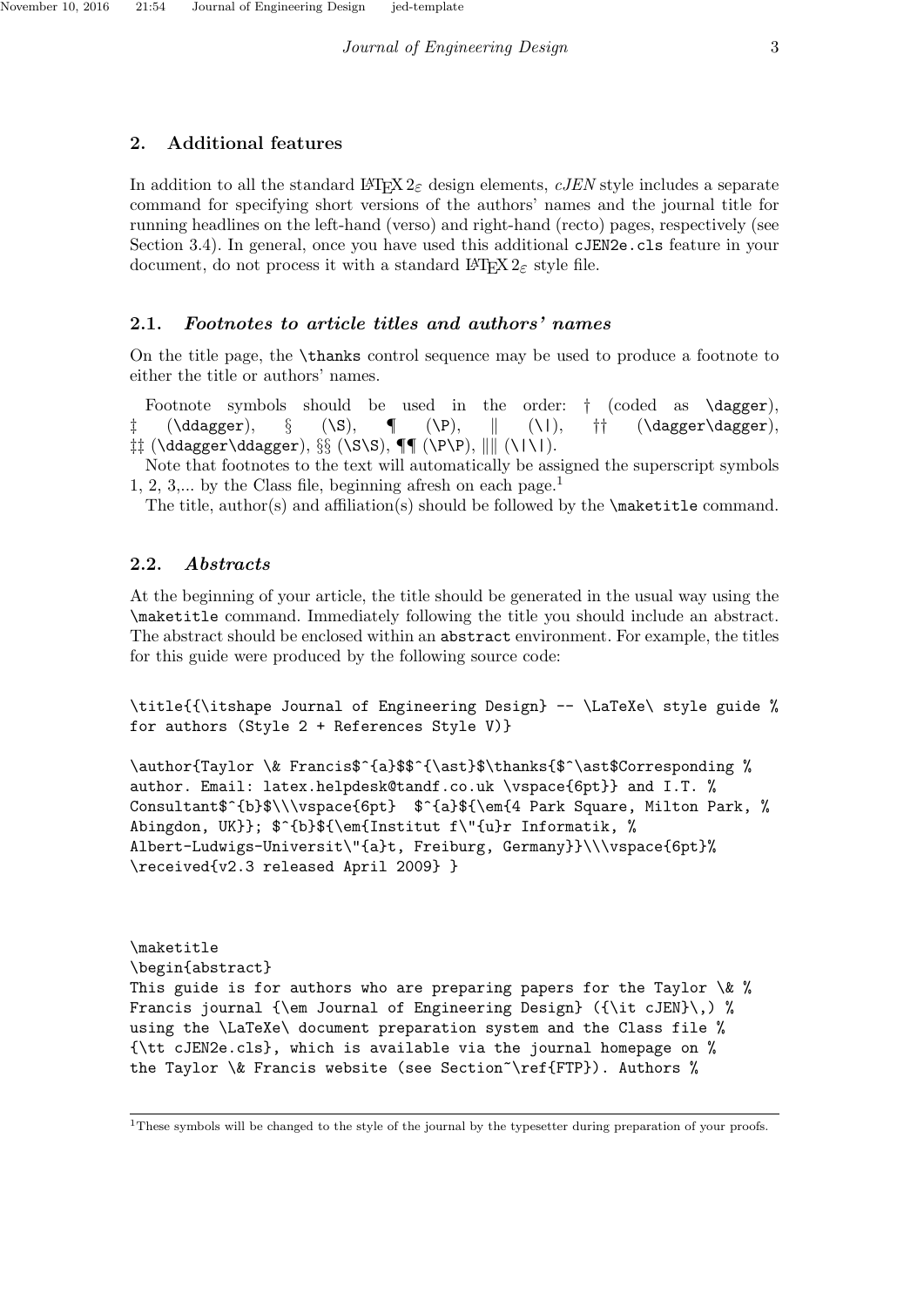## 2. Additional features

In addition to all the standard LaTeX 2$_\varepsilon$ design elements, *cJEN* style includes a separate command for specifying short versions of the authors' names and the journal title for running headlines on the left-hand (verso) and right-hand (recto) pages, respectively (see Section 3.4). In general, once you have used this additional `cJEN2e.cls` feature in your document, do not process it with a standard LaTeX 2$_\varepsilon$ style file.

### 2.1. *Footnotes to article titles and authors' names*

On the title page, the `\thanks` control sequence may be used to produce a footnote to either the title or authors' names.

Footnote symbols should be used in the order: † (coded as `\dagger`), ‡ (`\ddagger`), § (`\S`), ¶ (`\P`), ‖ (`\|`), †† (`\dagger\dagger`), ‡‡ (`\ddagger\ddagger`), §§ (`\S\S`), ¶¶ (`\P\P`), ‖‖ (`\|\|`).

Note that footnotes to the text will automatically be assigned the superscript symbols 1, 2, 3,... by the Class file, beginning afresh on each page.[1]

The title, author(s) and affiliation(s) should be followed by the `\maketitle` command.

### 2.2. *Abstracts*

At the beginning of your article, the title should be generated in the usual way using the `\maketitle` command. Immediately following the title you should include an abstract. The abstract should be enclosed within an `abstract` environment. For example, the titles for this guide were produced by the following source code:

```
\title{{\itshape Journal of Engineering Design} -- \LaTeXe\ style guide %
for authors (Style 2 + References Style V)}

\author{Taylor \& Francis$^{a}$$^{\ast}$\thanks{$^\ast$Corresponding %
author. Email: latex.helpdesk@tandf.co.uk \vspace{6pt}} and I.T. %
Consultant$^{b}$\\\vspace{6pt}  $^{a}${\em{4 Park Square, Milton Park, %
Abingdon, UK}}; $^{b}${\em{Institut f\"{u}r Informatik, %
Albert-Ludwigs-Universit\"{a}t, Freiburg, Germany}}\\\vspace{6pt}%
\received{v2.3 released April 2009} }



\maketitle
\begin{abstract}
This guide is for authors who are preparing papers for the Taylor \& %
Francis journal {\em Journal of Engineering Design} ({\it cJEN}\,) %
using the \LaTeXe\ document preparation system and the Class file %
{\tt cJEN2e.cls}, which is available via the journal homepage on %
the Taylor \& Francis website (see Section~\ref{FTP}). Authors %
```

[1] These symbols will be changed to the style of the journal by the typesetter during preparation of your proofs.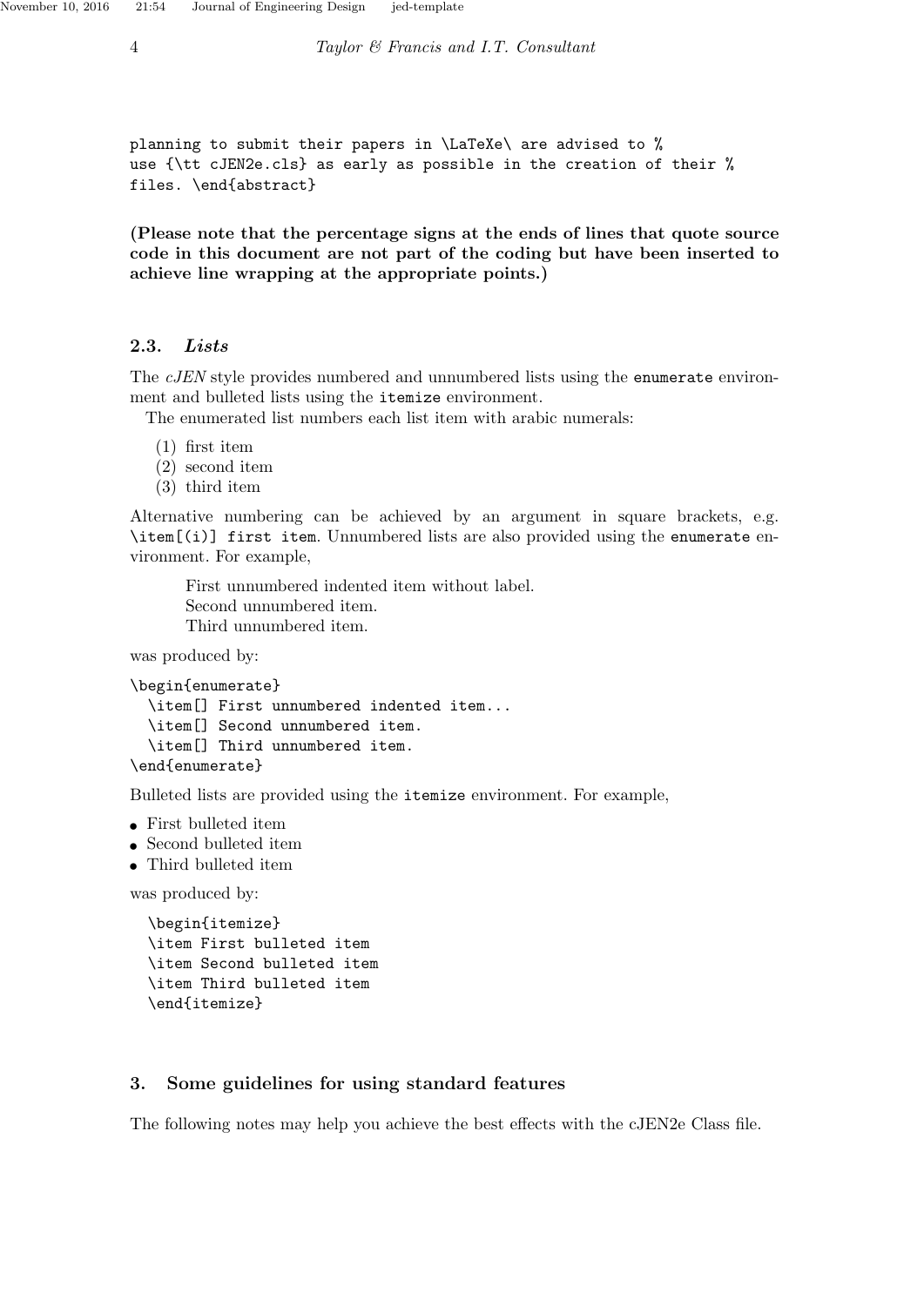```
planning to submit their papers in \LaTeXe\ are advised to %
use {\tt cJEN2e.cls} as early as possible in the creation of their %
files. \end{abstract}
```

**(Please note that the percentage signs at the ends of lines that quote source code in this document are not part of the coding but have been inserted to achieve line wrapping at the appropriate points.)**

### 2.3. *Lists*

The *cJEN* style provides numbered and unnumbered lists using the `enumerate` environment and bulleted lists using the `itemize` environment.

The enumerated list numbers each list item with arabic numerals:

(1) first item
(2) second item
(3) third item

Alternative numbering can be achieved by an argument in square brackets, e.g. `\item[(i)] first item`. Unnumbered lists are also provided using the `enumerate` environment. For example,

First unnumbered indented item without label.
Second unnumbered item.
Third unnumbered item.

was produced by:

```
\begin{enumerate}
  \item[] First unnumbered indented item...
  \item[] Second unnumbered item.
  \item[] Third unnumbered item.
\end{enumerate}
```

Bulleted lists are provided using the `itemize` environment. For example,

- First bulleted item
- Second bulleted item
- Third bulleted item

was produced by:

```
\begin{itemize}
\item First bulleted item
\item Second bulleted item
\item Third bulleted item
\end{itemize}
```

## 3. Some guidelines for using standard features

The following notes may help you achieve the best effects with the cJEN2e Class file.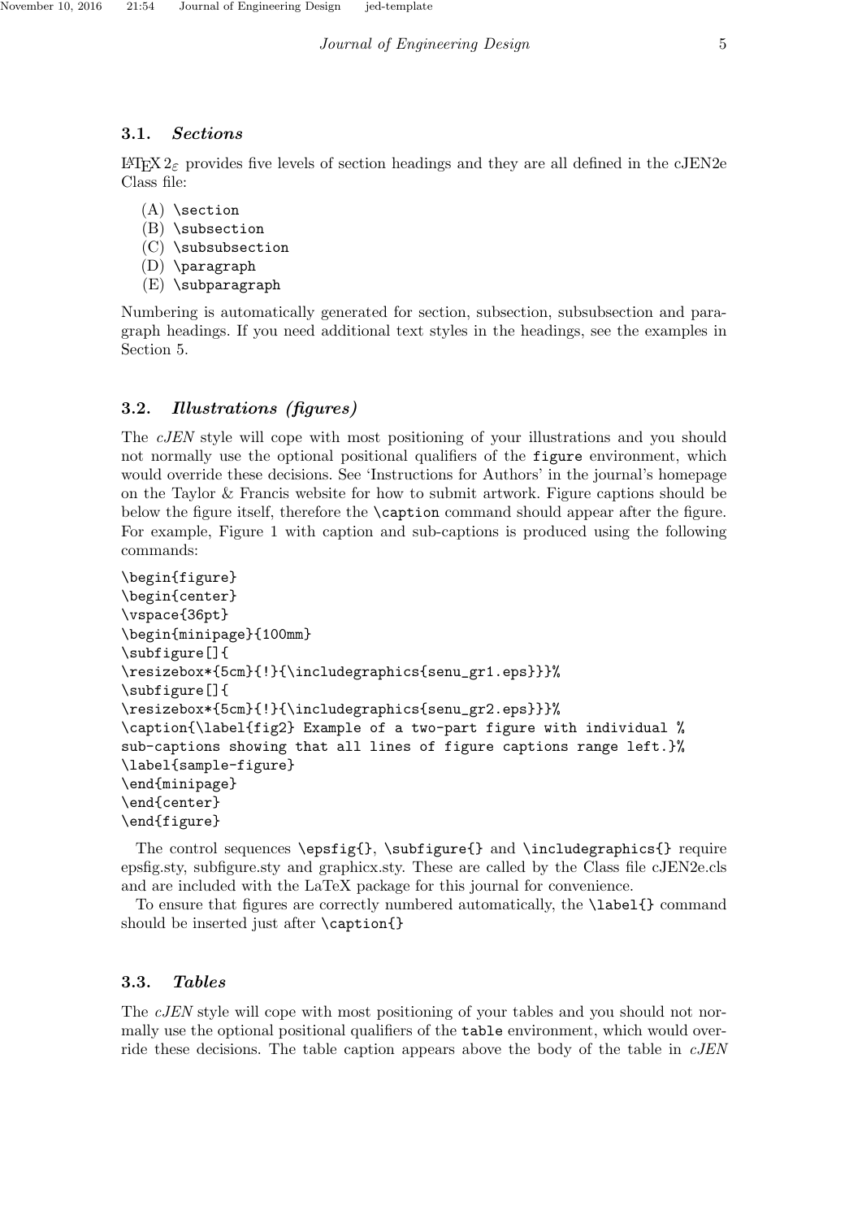### 3.1. *Sections*

LaTeX $2_\varepsilon$ provides five levels of section headings and they are all defined in the cJEN2e Class file:

(A) `\section`
(B) `\subsection`
(C) `\subsubsection`
(D) `\paragraph`
(E) `\subparagraph`

Numbering is automatically generated for section, subsection, subsubsection and paragraph headings. If you need additional text styles in the headings, see the examples in Section 5.

### 3.2. *Illustrations (figures)*

The *cJEN* style will cope with most positioning of your illustrations and you should not normally use the optional positional qualifiers of the `figure` environment, which would override these decisions. See 'Instructions for Authors' in the journal's homepage on the Taylor & Francis website for how to submit artwork. Figure captions should be below the figure itself, therefore the `\caption` command should appear after the figure. For example, Figure 1 with caption and sub-captions is produced using the following commands:

```
\begin{figure}
\begin{center}
\vspace{36pt}
\begin{minipage}{100mm}
\subfigure[]{
\resizebox*{5cm}{!}{\includegraphics{senu_gr1.eps}}}%
\subfigure[]{
\resizebox*{5cm}{!}{\includegraphics{senu_gr2.eps}}}%
\caption{\label{fig2} Example of a two-part figure with individual %
sub-captions showing that all lines of figure captions range left.}%
\label{sample-figure}
\end{minipage}
\end{center}
\end{figure}
```

The control sequences `\epsfig{}`, `\subfigure{}` and `\includegraphics{}` require epsfig.sty, subfigure.sty and graphicx.sty. These are called by the Class file cJEN2e.cls and are included with the LaTeX package for this journal for convenience.

To ensure that figures are correctly numbered automatically, the `\label{}` command should be inserted just after `\caption{}`

### 3.3. *Tables*

The *cJEN* style will cope with most positioning of your tables and you should not normally use the optional positional qualifiers of the `table` environment, which would override these decisions. The table caption appears above the body of the table in *cJEN*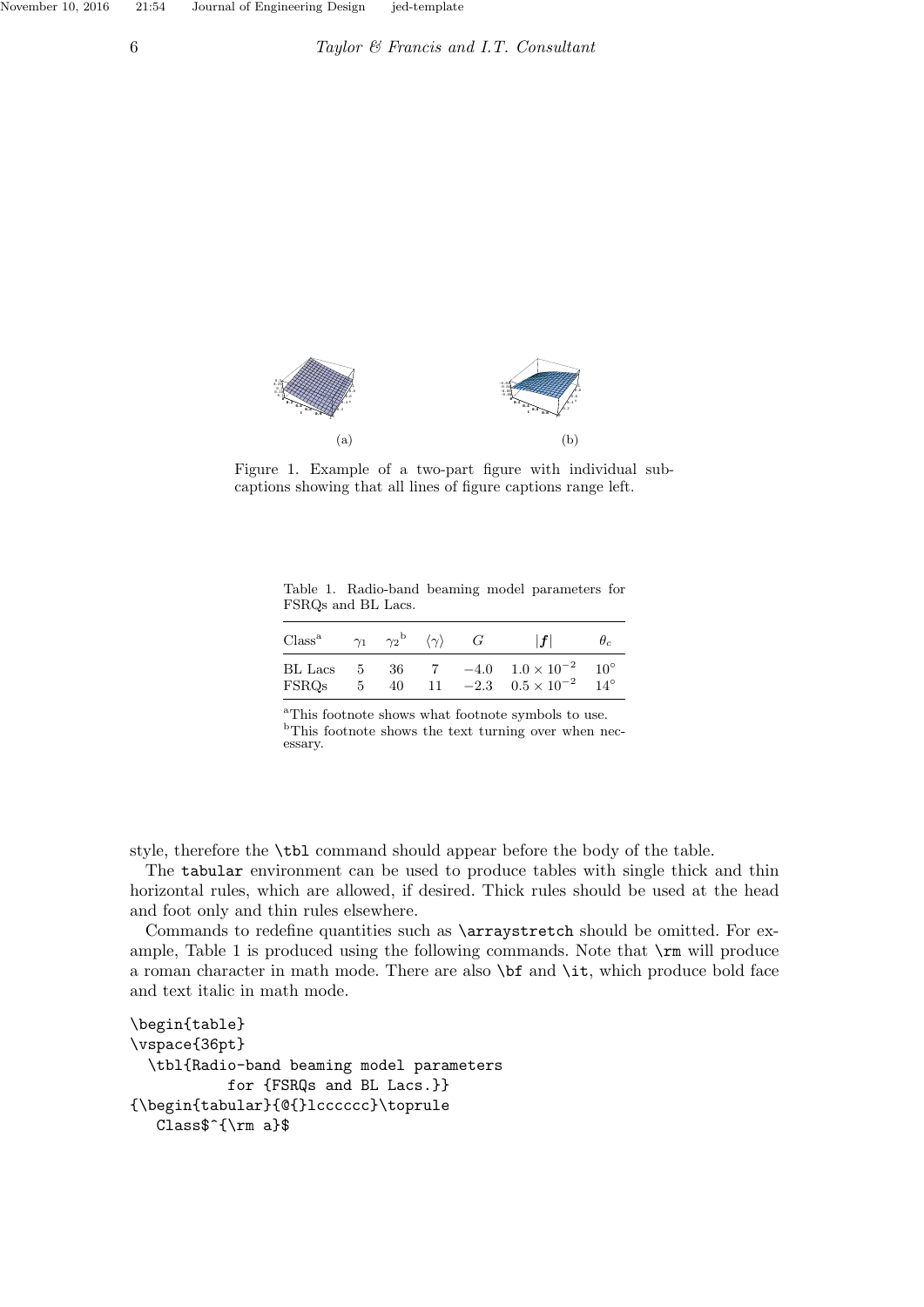(a) (b)

Figure 1. Example of a two-part figure with individual sub-captions showing that all lines of figure captions range left.

Table 1. Radio-band beaming model parameters for FSRQs and BL Lacs.

| Class[a] | $\gamma_1$ | $\gamma_2$[b] | $\langle\gamma\rangle$ | $G$ | $\lvert \boldsymbol{f} \rvert$ | $\theta_c$ |
|---|---|---|---|---|---|---|
| BL Lacs | 5 | 36 | 7 | $-4.0$ | $1.0 \times 10^{-2}$ | $10^{\circ}$ |
| FSRQs | 5 | 40 | 11 | $-2.3$ | $0.5 \times 10^{-2}$ | $14^{\circ}$ |

[a]This footnote shows what footnote symbols to use.
[b]This footnote shows the text turning over when necessary.

style, therefore the `\tbl` command should appear before the body of the table.

The `tabular` environment can be used to produce tables with single thick and thin horizontal rules, which are allowed, if desired. Thick rules should be used at the head and foot only and thin rules elsewhere.

Commands to redefine quantities such as `\arraystretch` should be omitted. For example, Table 1 is produced using the following commands. Note that `\rm` will produce a roman character in math mode. There are also `\bf` and `\it`, which produce bold face and text italic in math mode.

```
\begin{table}
\vspace{36pt}
  \tbl{Radio-band beaming model parameters
          for {FSRQs and BL Lacs.}}
{\begin{tabular}{@{}lcccccc}\toprule
   Class$^{\rm a}$
```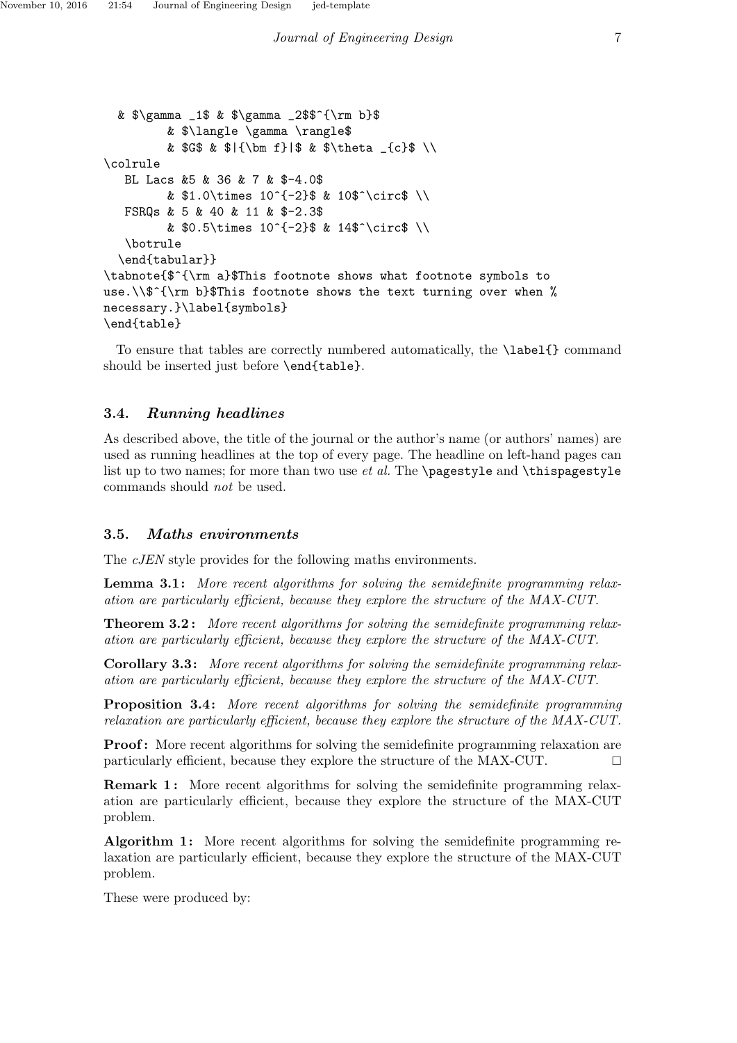```
  & $\gamma _1$ & $\gamma _2$$^{\rm b}$
         & $\langle \gamma \rangle$
         & $G$ & $|{\bm f}|$ & $\theta _{c}$ \\
\colrule
   BL Lacs &5 & 36 & 7 & $-4.0$
         & $1.0\times 10^{-2}$ & 10$^\circ$ \\
   FSRQs & 5 & 40 & 11 & $-2.3$
         & $0.5\times 10^{-2}$ & 14$^\circ$ \\
   \botrule
  \end{tabular}}
\tabnote{$^{\rm a}$This footnote shows what footnote symbols to
use.\\$^{\rm b}$This footnote shows the text turning over when %
necessary.}\label{symbols}
\end{table}
```

To ensure that tables are correctly numbered automatically, the `\label{}` command should be inserted just before `\end{table}`.

### 3.4. *Running headlines*

As described above, the title of the journal or the author's name (or authors' names) are used as running headlines at the top of every page. The headline on left-hand pages can list up to two names; for more than two use *et al.* The `\pagestyle` and `\thispagestyle` commands should *not* be used.

### 3.5. *Maths environments*

The *cJEN* style provides for the following maths environments.

**Lemma 3.1:** *More recent algorithms for solving the semidefinite programming relaxation are particularly efficient, because they explore the structure of the MAX-CUT.*

**Theorem 3.2:** *More recent algorithms for solving the semidefinite programming relaxation are particularly efficient, because they explore the structure of the MAX-CUT.*

**Corollary 3.3:** *More recent algorithms for solving the semidefinite programming relaxation are particularly efficient, because they explore the structure of the MAX-CUT.*

**Proposition 3.4:** *More recent algorithms for solving the semidefinite programming relaxation are particularly efficient, because they explore the structure of the MAX-CUT.*

**Proof:** More recent algorithms for solving the semidefinite programming relaxation are particularly efficient, because they explore the structure of the MAX-CUT. □

**Remark 1:** More recent algorithms for solving the semidefinite programming relaxation are particularly efficient, because they explore the structure of the MAX-CUT problem.

**Algorithm 1:** More recent algorithms for solving the semidefinite programming relaxation are particularly efficient, because they explore the structure of the MAX-CUT problem.

These were produced by: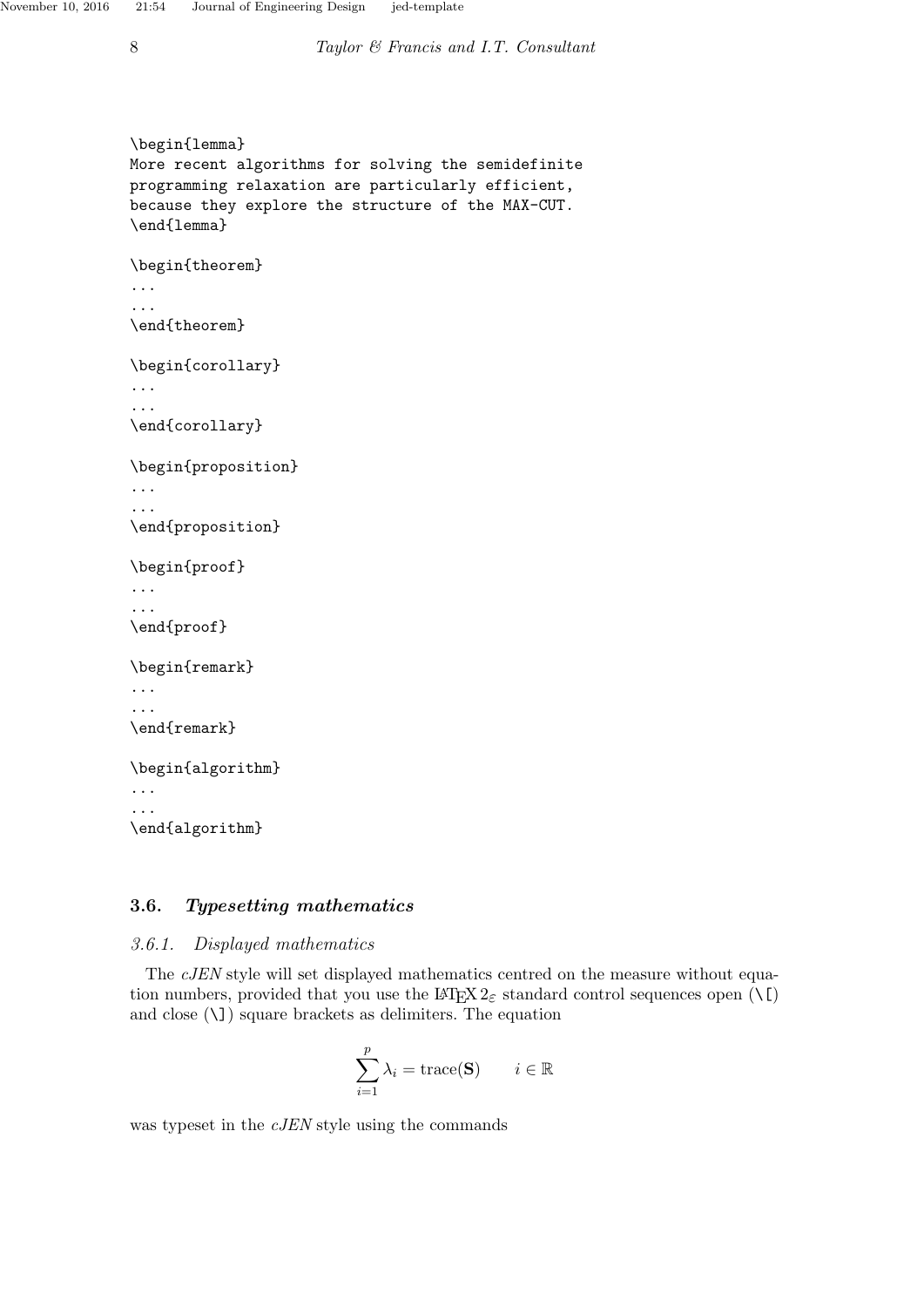```
\begin{lemma}
More recent algorithms for solving the semidefinite
programming relaxation are particularly efficient,
because they explore the structure of the MAX-CUT.
\end{lemma}

\begin{theorem}
...
...
\end{theorem}

\begin{corollary}
...
...
\end{corollary}

\begin{proposition}
...
...
\end{proposition}

\begin{proof}
...
...
\end{proof}

\begin{remark}
...
...
\end{remark}

\begin{algorithm}
...
...
\end{algorithm}
```

### 3.6. *Typesetting mathematics*

#### *3.6.1. Displayed mathematics*

The *cJEN* style will set displayed mathematics centred on the measure without equation numbers, provided that you use the LaTeX $2_\varepsilon$ standard control sequences open (`\[`) and close (`\]`) square brackets as delimiters. The equation

$$\sum_{i=1}^{p} \lambda_i = \mathrm{trace}(\mathbf{S}) \qquad i \in \mathbb{R}$$

was typeset in the *cJEN* style using the commands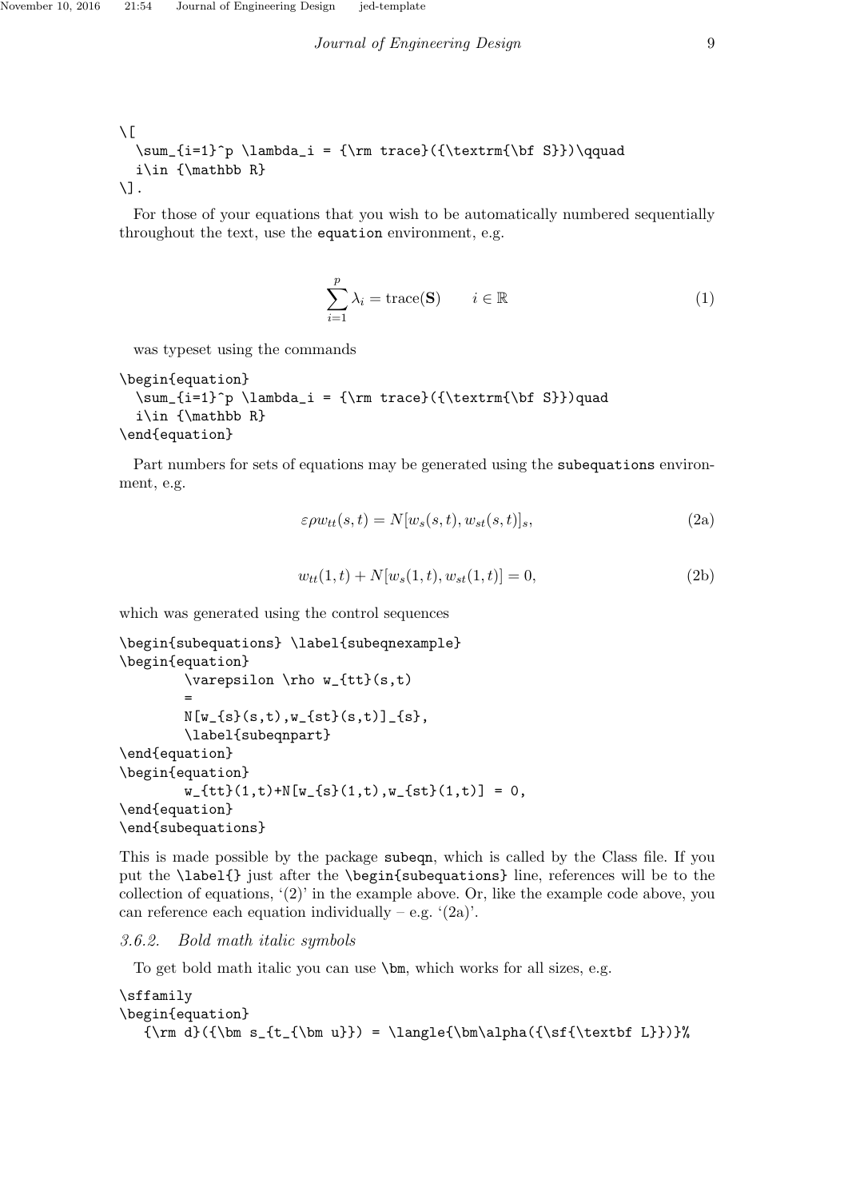```
\[
  \sum_{i=1}^p \lambda_i = {\rm trace}({\textrm{\bf S}})\qquad
  i\in {\mathbb R}
\].
```

For those of your equations that you wish to be automatically numbered sequentially throughout the text, use the equation environment, e.g.

$$\sum_{i=1}^p \lambda_i = \mathrm{trace}(\mathbf{S}) \qquad i \in \mathbb{R} \tag{1}$$

was typeset using the commands

```
\begin{equation}
  \sum_{i=1}^p \lambda_i = {\rm trace}({\textrm{\bf S}})quad
  i\in {\mathbb R}
\end{equation}
```

Part numbers for sets of equations may be generated using the subequations environment, e.g.

$$\varepsilon \rho w_{tt}(s,t) = N[w_{s}(s,t), w_{st}(s,t)]_{s}, \tag{2a}$$

$$w_{tt}(1,t) + N[w_{s}(1,t), w_{st}(1,t)] = 0, \tag{2b}$$

which was generated using the control sequences

```
\begin{subequations} \label{subeqnexample}
\begin{equation}
        \varepsilon \rho w_{tt}(s,t)
        =
        N[w_{s}(s,t),w_{st}(s,t)]_{s},
        \label{subeqnpart}
\end{equation}
\begin{equation}
        w_{tt}(1,t)+N[w_{s}(1,t),w_{st}(1,t)] = 0,
\end{equation}
\end{subequations}
```

This is made possible by the package subeqn, which is called by the Class file. If you put the \label{} just after the \begin{subequations} line, references will be to the collection of equations, '(2)' in the example above. Or, like the example code above, you can reference each equation individually – e.g. '(2a)'.

### 3.6.2. Bold math italic symbols

To get bold math italic you can use \bm, which works for all sizes, e.g.

```
\sffamily
\begin{equation}
   {\rm d}({\bm s_{t_{\bm u}}) = \langle{\bm\alpha({\sf{\textbf L}})}%
```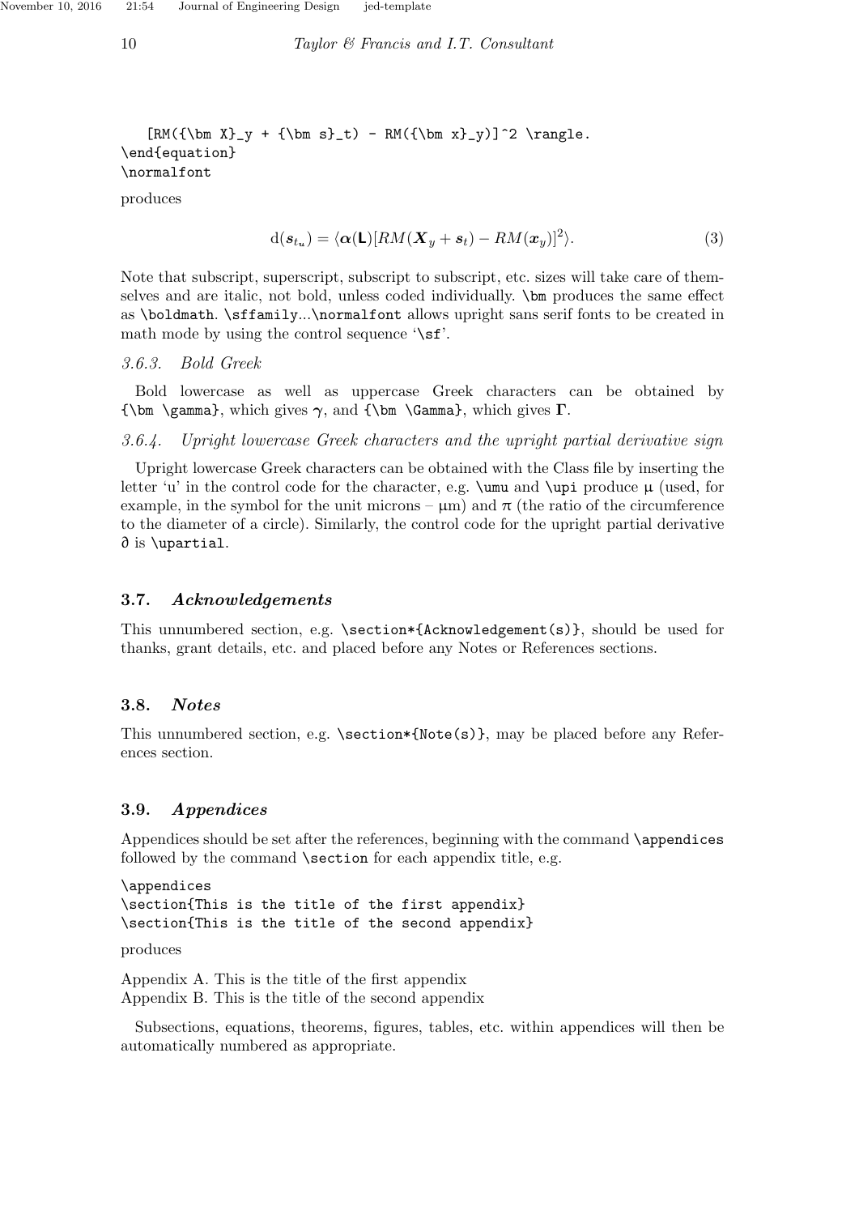```
   [RM({\bm X}_y + {\bm s}_t) - RM({\bm x}_y)]^2 \rangle.
\end{equation}
\normalfont
```

produces

$$\mathrm{d}(\boldsymbol{s}_{t_u}) = \langle \boldsymbol{\alpha}(\mathsf{\mathbf{L}})[RM(\boldsymbol{X}_y + \boldsymbol{s}_t) - RM(\boldsymbol{x}_y)]^2 \rangle. \tag{3}$$

Note that subscript, superscript, subscript to subscript, etc. sizes will take care of themselves and are italic, not bold, unless coded individually. `\bm` produces the same effect as `\boldmath`. `\sffamily`...`\normalfont` allows upright sans serif fonts to be created in math mode by using the control sequence '`\sf`'.

#### *3.6.3. Bold Greek*

Bold lowercase as well as uppercase Greek characters can be obtained by `{\bm \gamma}`, which gives $\boldsymbol{\gamma}$, and `{\bm \Gamma}`, which gives $\boldsymbol{\Gamma}$.

#### *3.6.4. Upright lowercase Greek characters and the upright partial derivative sign*

Upright lowercase Greek characters can be obtained with the Class file by inserting the letter 'u' in the control code for the character, e.g. `\umu` and `\upi` produce μ (used, for example, in the symbol for the unit microns – μm) and π (the ratio of the circumference to the diameter of a circle). Similarly, the control code for the upright partial derivative ∂ is `\upartial`.

### 3.7. *Acknowledgements*

This unnumbered section, e.g. `\section*{Acknowledgement(s)}`, should be used for thanks, grant details, etc. and placed before any Notes or References sections.

### 3.8. *Notes*

This unnumbered section, e.g. `\section*{Note(s)}`, may be placed before any References section.

### 3.9. *Appendices*

Appendices should be set after the references, beginning with the command `\appendices` followed by the command `\section` for each appendix title, e.g.

```
\appendices
\section{This is the title of the first appendix}
\section{This is the title of the second appendix}
```

produces

Appendix A. This is the title of the first appendix
Appendix B. This is the title of the second appendix

Subsections, equations, theorems, figures, tables, etc. within appendices will then be automatically numbered as appropriate.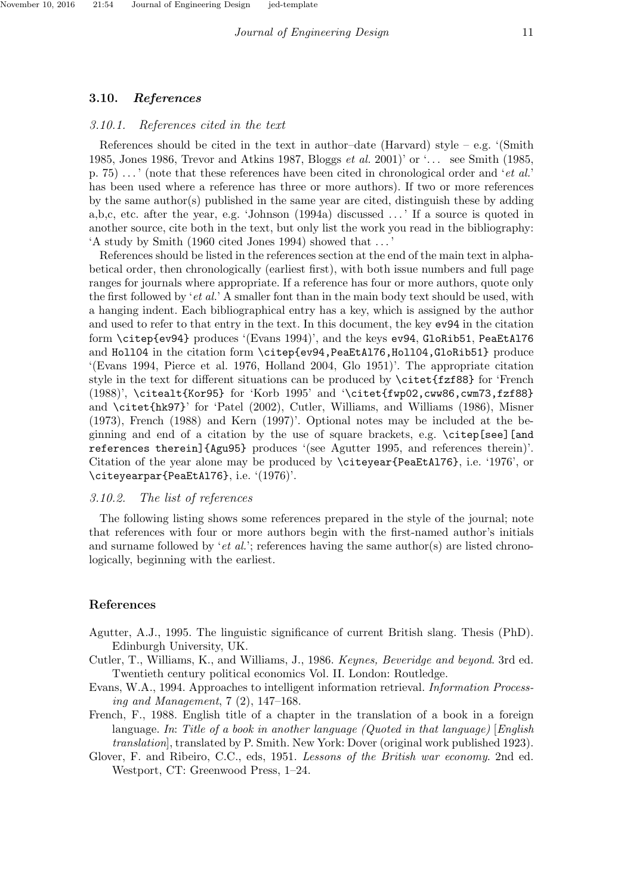### 3.10. *References*

#### 3.10.1. *References cited in the text*

References should be cited in the text in author–date (Harvard) style – e.g. '(Smith 1985, Jones 1986, Trevor and Atkins 1987, Bloggs *et al.* 2001)' or '... see Smith (1985, p. 75) ...' (note that these references have been cited in chronological order and '*et al.*' has been used where a reference has three or more authors). If two or more references by the same author(s) published in the same year are cited, distinguish these by adding a,b,c, etc. after the year, e.g. 'Johnson (1994a) discussed ...' If a source is quoted in another source, cite both in the text, but only list the work you read in the bibliography: 'A study by Smith (1960 cited Jones 1994) showed that ...'

References should be listed in the references section at the end of the main text in alphabetical order, then chronologically (earliest first), with both issue numbers and full page ranges for journals where appropriate. If a reference has four or more authors, quote only the first followed by '*et al.*' A smaller font than in the main body text should be used, with a hanging indent. Each bibliographical entry has a key, which is assigned by the author and used to refer to that entry in the text. In this document, the key `ev94` in the citation form `\citep{ev94}` produces '(Evans 1994)', and the keys `ev94`, `GloRib51`, `PeaEtAl76` and `Holl04` in the citation form `\citep{ev94,PeaEtAl76,Holl04,GloRib51}` produce '(Evans 1994, Pierce et al. 1976, Holland 2004, Glo 1951)'. The appropriate citation style in the text for different situations can be produced by `\citet{fzf88}` for 'French (1988)', `\citealt{Kor95}` for 'Korb 1995' and '`\citet{fwp02,cww86,cwm73,fzf88}` and `\citet{hk97}`' for 'Patel (2002), Cutler, Williams, and Williams (1986), Misner (1973), French (1988) and Kern (1997)'. Optional notes may be included at the beginning and end of a citation by the use of square brackets, e.g. `\citep[see][and references therein]{Agu95}` produces '(see Agutter 1995, and references therein)'. Citation of the year alone may be produced by `\citeyear{PeaEtAl76}`, i.e. '1976', or `\citeyearpar{PeaEtAl76}`, i.e. '(1976)'.

#### 3.10.2. *The list of references*

The following listing shows some references prepared in the style of the journal; note that references with four or more authors begin with the first-named author's initials and surname followed by '*et al.*'; references having the same author(s) are listed chronologically, beginning with the earliest.

## References

Agutter, A.J., 1995. The linguistic significance of current British slang. Thesis (PhD). Edinburgh University, UK.

Cutler, T., Williams, K., and Williams, J., 1986. *Keynes, Beveridge and beyond*. 3rd ed. Twentieth century political economics Vol. II. London: Routledge.

Evans, W.A., 1994. Approaches to intelligent information retrieval. *Information Processing and Management*, 7 (2), 147–168.

French, F., 1988. English title of a chapter in the translation of a book in a foreign language. *In*: *Title of a book in another language (Quoted in that language)* [*English translation*], translated by P. Smith. New York: Dover (original work published 1923).

Glover, F. and Ribeiro, C.C., eds, 1951. *Lessons of the British war economy*. 2nd ed. Westport, CT: Greenwood Press, 1–24.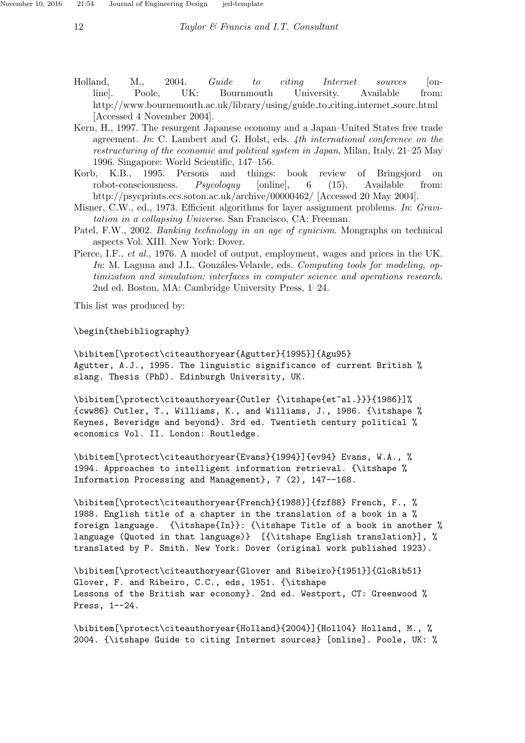Holland, M., 2004. *Guide to citing Internet sources* [online]. Poole, UK: Bournemouth University. Available from: http://www.bournemouth.ac.uk/library/using/guide_to_citing_internet_sourc.html [Accessed 4 November 2004].

Kern, H., 1997. The resurgent Japanese economy and a Japan–United States free trade agreement. *In*: C. Lambert and G. Holst, eds. *4th international conference on the restructuring of the economic and political system in Japan*, Milan, Italy, 21–25 May 1996. Singapore: World Scientific, 147–156.

Korb, K.B., 1995. Persons and things: book review of Bringsjord on robot-consciousness. *Psycoloquy* [online], 6 (15). Available from: http://psycprints.ecs.soton.ac.uk/archive/00000462/ [Accessed 20 May 2004].

Misner, C.W., ed., 1973. Efficient algorithms for layer assignment problems. *In*: *Gravitation in a collapsing Universe*. San Francisco, CA: Freeman.

Patel, F.W., 2002. *Banking technology in an age of cynicism*. Mongraphs on technical aspects Vol. XIII. New York: Dover.

Pierce, I.F., *et al.*, 1976. A model of output, employment, wages and prices in the UK. *In*: M. Laguna and J.L. Gonzáles-Velarde, eds. *Computing tools for modeling, optimization and simulation: interfaces in computer science and operations research*. 2nd ed. Boston, MA: Cambridge University Press, 1–24.

This list was produced by:

```
\begin{thebibliography}

\bibitem[\protect\citeauthoryear{Agutter}{1995}]{Agu95}
Agutter, A.J., 1995. The linguistic significance of current British %
slang. Thesis (PhD). Edinburgh University, UK.

\bibitem[\protect\citeauthoryear{Cutler {\itshape{et~al.}}}{1986}]%
{cww86} Cutler, T., Williams, K., and Williams, J., 1986. {\itshape %
Keynes, Beveridge and beyond}. 3rd ed. Twentieth century political %
economics Vol. II. London: Routledge.

\bibitem[\protect\citeauthoryear{Evans}{1994}]{ev94} Evans, W.A., %
1994. Approaches to intelligent information retrieval. {\itshape %
Information Processing and Management}, 7 (2), 147--168.

\bibitem[\protect\citeauthoryear{French}{1988}]{fzf88} French, F., %
1988. English title of a chapter in the translation of a book in a %
foreign language.  {\itshape{In}}: {\itshape Title of a book in another %
language (Quoted in that language)}  [{\itshape English translation}], %
translated by P. Smith. New York: Dover (original work published 1923).

\bibitem[\protect\citeauthoryear{Glover and Ribeiro}{1951}]{GloRib51}
Glover, F. and Ribeiro, C.C., eds, 1951. {\itshape
Lessons of the British war economy}. 2nd ed. Westport, CT: Greenwood %
Press, 1--24.

\bibitem[\protect\citeauthoryear{Holland}{2004}]{Holl04} Holland, M., %
2004. {\itshape Guide to citing Internet sources} [online]. Poole, UK: %
```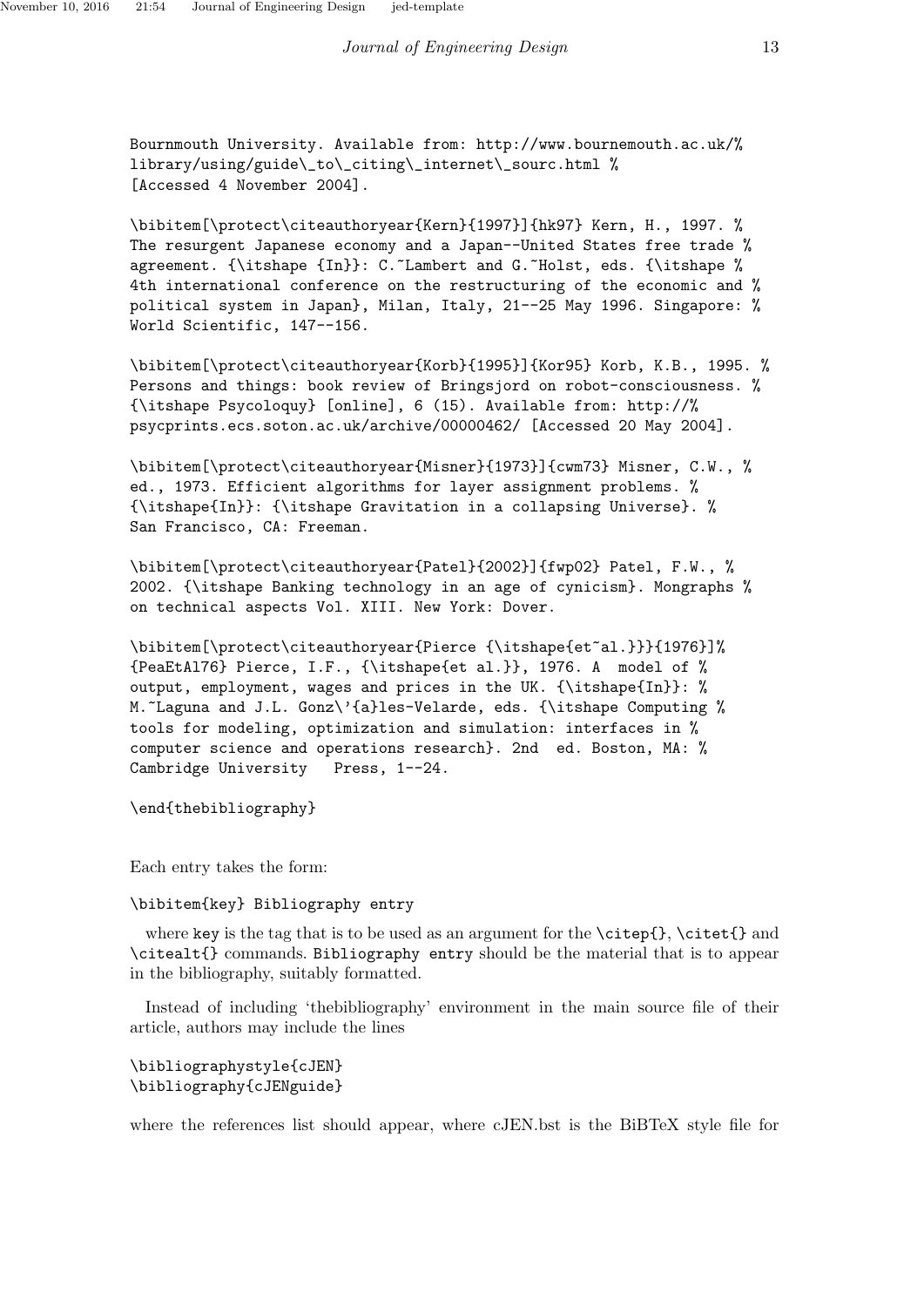```
Bournmouth University. Available from: http://www.bournemouth.ac.uk/%
library/using/guide\_to\_citing\_internet\_sourc.html %
[Accessed 4 November 2004].

\bibitem[\protect\citeauthoryear{Kern}{1997}]{hk97} Kern, H., 1997. %
The resurgent Japanese economy and a Japan--United States free trade %
agreement. {\itshape {In}}: C.~Lambert and G.~Holst, eds. {\itshape %
4th international conference on the restructuring of the economic and %
political system in Japan}, Milan, Italy, 21--25 May 1996. Singapore: %
World Scientific, 147--156.

\bibitem[\protect\citeauthoryear{Korb}{1995}]{Kor95} Korb, K.B., 1995. %
Persons and things: book review of Bringsjord on robot-consciousness. %
{\itshape Psycoloquy} [online], 6 (15). Available from: http://%
psycprints.ecs.soton.ac.uk/archive/00000462/ [Accessed 20 May 2004].

\bibitem[\protect\citeauthoryear{Misner}{1973}]{cwm73} Misner, C.W., %
ed., 1973. Efficient algorithms for layer assignment problems. %
{\itshape{In}}: {\itshape Gravitation in a collapsing Universe}. %
San Francisco, CA: Freeman.

\bibitem[\protect\citeauthoryear{Patel}{2002}]{fwp02} Patel, F.W., %
2002. {\itshape Banking technology in an age of cynicism}. Mongraphs %
on technical aspects Vol. XIII. New York: Dover.

\bibitem[\protect\citeauthoryear{Pierce {\itshape{et~al.}}}{1976}]%
{PeaEtAl76} Pierce, I.F., {\itshape{et al.}}, 1976. A  model of %
output, employment, wages and prices in the UK. {\itshape{In}}: %
M.~Laguna and J.L. Gonz\'{a}les-Velarde, eds. {\itshape Computing %
tools for modeling, optimization and simulation: interfaces in %
computer science and operations research}. 2nd  ed. Boston, MA: %
Cambridge University   Press, 1--24.

\end{thebibliography}
```

Each entry takes the form:

```
\bibitem{key} Bibliography entry
```

where `key` is the tag that is to be used as an argument for the `\citep{}`, `\citet{}` and `\citealt{}` commands. `Bibliography entry` should be the material that is to appear in the bibliography, suitably formatted.

Instead of including 'thebibliography' environment in the main source file of their article, authors may include the lines

```
\bibliographystyle{cJEN}
\bibliography{cJENguide}
```

where the references list should appear, where cJEN.bst is the BiBTeX style file for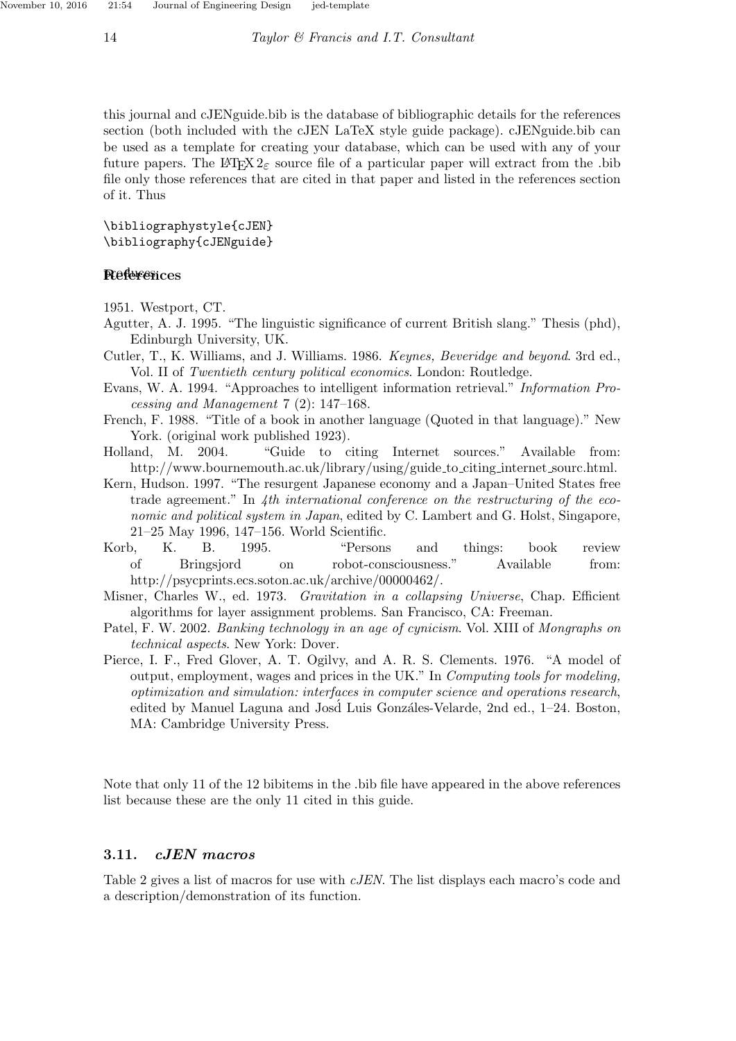this journal and cJENguide.bib is the database of bibliographic details for the references section (both included with the cJEN LaTeX style guide package). cJENguide.bib can be used as a template for creating your database, which can be used with any of your future papers. The LaTeX $2_\varepsilon$ source file of a particular paper will extract from the .bib file only those references that are cited in that paper and listed in the references section of it. Thus

```
\bibliographystyle{cJEN}
\bibliography{cJENguide}
```

produces

## References

1951. Westport, CT.

Agutter, A. J. 1995. "The linguistic significance of current British slang." Thesis (phd), Edinburgh University, UK.

Cutler, T., K. Williams, and J. Williams. 1986. *Keynes, Beveridge and beyond*. 3rd ed., Vol. II of *Twentieth century political economics*. London: Routledge.

Evans, W. A. 1994. "Approaches to intelligent information retrieval." *Information Processing and Management* 7 (2): 147–168.

French, F. 1988. "Title of a book in another language (Quoted in that language)." New York. (original work published 1923).

Holland, M. 2004. "Guide to citing Internet sources." Available from: http://www.bournemouth.ac.uk/library/using/guide_to_citing_internet_sourc.html.

Kern, Hudson. 1997. "The resurgent Japanese economy and a Japan–United States free trade agreement." In *4th international conference on the restructuring of the economic and political system in Japan*, edited by C. Lambert and G. Holst, Singapore, 21–25 May 1996, 147–156. World Scientific.

Korb, K. B. 1995. "Persons and things: book review of Bringsjord on robot-consciousness." Available from: http://psycprints.ecs.soton.ac.uk/archive/00000462/.

Misner, Charles W., ed. 1973. *Gravitation in a collapsing Universe*, Chap. Efficient algorithms for layer assignment problems. San Francisco, CA: Freeman.

Patel, F. W. 2002. *Banking technology in an age of cynicism*. Vol. XIII of *Mongraphs on technical aspects*. New York: Dover.

Pierce, I. F., Fred Glover, A. T. Ogilvy, and A. R. S. Clements. 1976. "A model of output, employment, wages and prices in the UK." In *Computing tools for modeling, optimization and simulation: interfaces in computer science and operations research*, edited by Manuel Laguna and Josd̂ Luis Gonzáles-Velarde, 2nd ed., 1–24. Boston, MA: Cambridge University Press.

Note that only 11 of the 12 bibitems in the .bib file have appeared in the above references list because these are the only 11 cited in this guide.

### 3.11. *cJEN macros*

Table 2 gives a list of macros for use with *cJEN*. The list displays each macro's code and a description/demonstration of its function.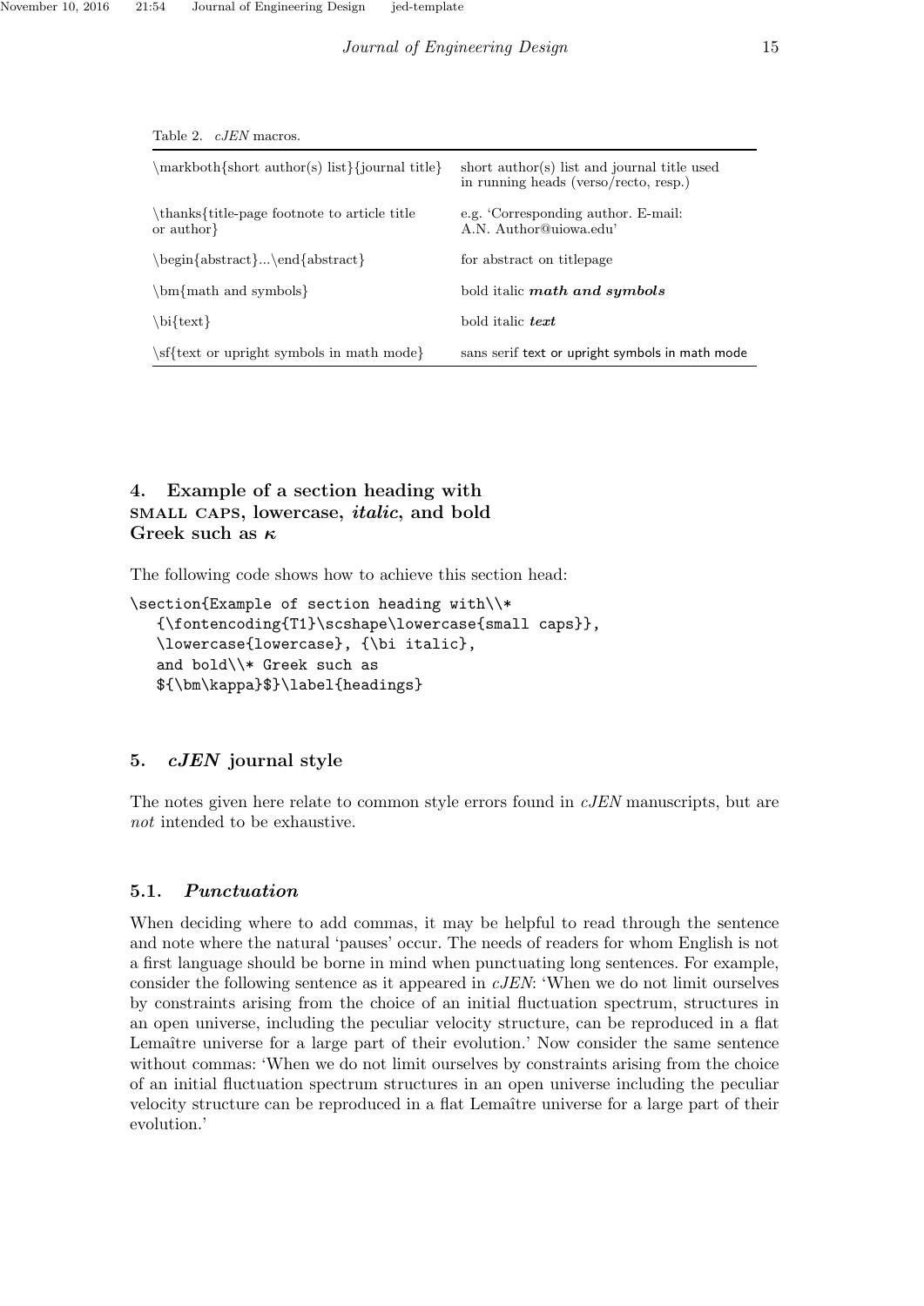Table 2. *cJEN* macros.

| | |
|---|---|
| \markboth{short author(s) list}{journal title} | short author(s) list and journal title used in running heads (verso/recto, resp.) |
| \thanks{title-page footnote to article title or author} | e.g. 'Corresponding author. E-mail: A.N. Author@uiowa.edu' |
| \begin{abstract}...\end{abstract} | for abstract on titlepage |
| \bm{math and symbols} | bold italic ***math and symbols*** |
| \bi{text} | bold italic ***text*** |
| \sf{text or upright symbols in math mode} | sans serif text or upright symbols in math mode |

## 4. Example of a section heading with SMALL CAPS, lowercase, *italic*, and bold Greek such as $\boldsymbol{\kappa}$

The following code shows how to achieve this section head:

```
\section{Example of section heading with\\*
   {\fontencoding{T1}\scshape\lowercase{small caps}},
   \lowercase{lowercase}, {\bi italic},
   and bold\\* Greek such as
   ${\bm\kappa}$}\label{headings}
```

## 5. *cJEN* journal style

The notes given here relate to common style errors found in *cJEN* manuscripts, but are *not* intended to be exhaustive.

### 5.1. *Punctuation*

When deciding where to add commas, it may be helpful to read through the sentence and note where the natural 'pauses' occur. The needs of readers for whom English is not a first language should be borne in mind when punctuating long sentences. For example, consider the following sentence as it appeared in *cJEN*: 'When we do not limit ourselves by constraints arising from the choice of an initial fluctuation spectrum, structures in an open universe, including the peculiar velocity structure, can be reproduced in a flat Lemaître universe for a large part of their evolution.' Now consider the same sentence without commas: 'When we do not limit ourselves by constraints arising from the choice of an initial fluctuation spectrum structures in an open universe including the peculiar velocity structure can be reproduced in a flat Lemaître universe for a large part of their evolution.'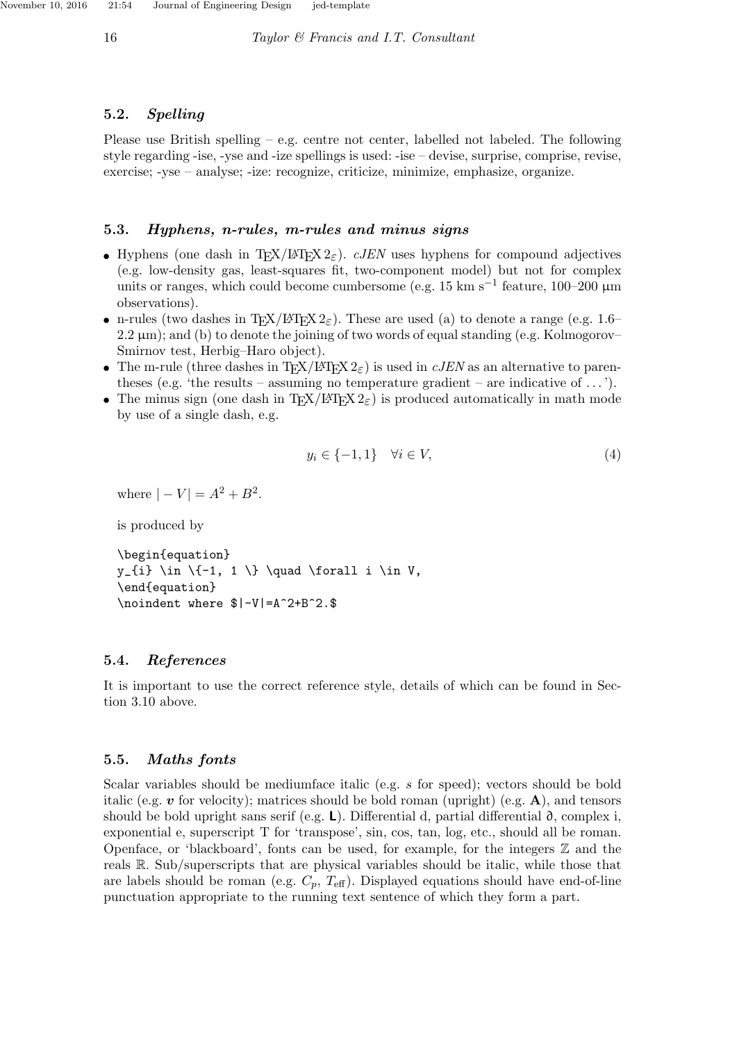### 5.2. *Spelling*

Please use British spelling – e.g. centre not center, labelled not labeled. The following style regarding -ise, -yse and -ize spellings is used: -ise – devise, surprise, comprise, revise, exercise; -yse – analyse; -ize: recognize, criticize, minimize, emphasize, organize.

### 5.3. *Hyphens, n-rules, m-rules and minus signs*

- Hyphens (one dash in TEX/LATEX $2_\varepsilon$). *cJEN* uses hyphens for compound adjectives (e.g. low-density gas, least-squares fit, two-component model) but not for complex units or ranges, which could become cumbersome (e.g. 15 km $s^{-1}$ feature, 100–200 μm observations).
- n-rules (two dashes in TEX/LATEX $2_\varepsilon$). These are used (a) to denote a range (e.g. 1.6–2.2 μm); and (b) to denote the joining of two words of equal standing (e.g. Kolmogorov–Smirnov test, Herbig–Haro object).
- The m-rule (three dashes in TEX/LATEX $2_\varepsilon$) is used in *cJEN* as an alternative to parentheses (e.g. 'the results – assuming no temperature gradient – are indicative of . . . ').
- The minus sign (one dash in TEX/LATEX $2_\varepsilon$) is produced automatically in math mode by use of a single dash, e.g.

$$y_{i} \in \{-1, 1\} \quad \forall i \in V, \tag{4}$$

where $|-V|=A^2+B^2.$

is produced by

```
\begin{equation}
y_{i} \in \{-1, 1 \} \quad \forall i \in V,
\end{equation}
\noindent where $|-V|=A^2+B^2.$
```

### 5.4. *References*

It is important to use the correct reference style, details of which can be found in Section 3.10 above.

### 5.5. *Maths fonts*

Scalar variables should be mediumface italic (e.g. $s$ for speed); vectors should be bold italic (e.g. $\boldsymbol{v}$ for velocity); matrices should be bold roman (upright) (e.g. $\mathbf{A}$), and tensors should be bold upright sans serif (e.g. $\mathsf{\mathbf{L}}$). Differential d, partial differential ∂, complex i, exponential e, superscript T for 'transpose', sin, cos, tan, log, etc., should all be roman. Openface, or 'blackboard', fonts can be used, for example, for the integers $\mathbb{Z}$ and the reals $\mathbb{R}$. Sub/superscripts that are physical variables should be italic, while those that are labels should be roman (e.g. $C_p$, $T_{\mathrm{eff}}$). Displayed equations should have end-of-line punctuation appropriate to the running text sentence of which they form a part.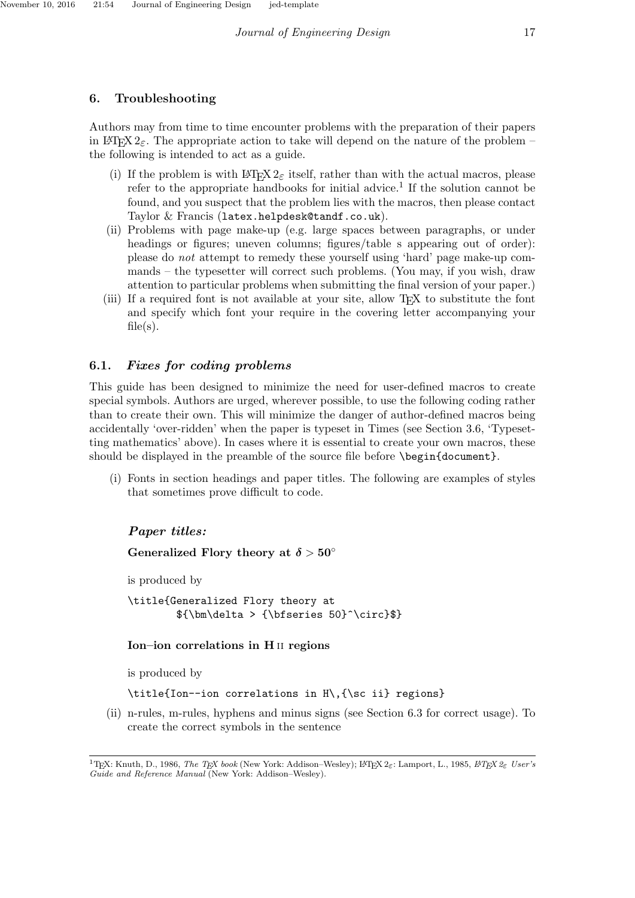## 6. Troubleshooting

Authors may from time to time encounter problems with the preparation of their papers in LaTeX $2_\varepsilon$. The appropriate action to take will depend on the nature of the problem – the following is intended to act as a guide.

(i) If the problem is with LaTeX $2_\varepsilon$ itself, rather than with the actual macros, please refer to the appropriate handbooks for initial advice.[1] If the solution cannot be found, and you suspect that the problem lies with the macros, then please contact Taylor & Francis (`latex.helpdesk@tandf.co.uk`).

(ii) Problems with page make-up (e.g. large spaces between paragraphs, or under headings or figures; uneven columns; figures/table s appearing out of order): please do *not* attempt to remedy these yourself using 'hard' page make-up commands – the typesetter will correct such problems. (You may, if you wish, draw attention to particular problems when submitting the final version of your paper.)

(iii) If a required font is not available at your site, allow TeX to substitute the font and specify which font your require in the covering letter accompanying your file(s).

### 6.1. *Fixes for coding problems*

This guide has been designed to minimize the need for user-defined macros to create special symbols. Authors are urged, wherever possible, to use the following coding rather than to create their own. This will minimize the danger of author-defined macros being accidentally 'over-ridden' when the paper is typeset in Times (see Section 3.6, 'Typesetting mathematics' above). In cases where it is essential to create your own macros, these should be displayed in the preamble of the source file before `\begin{document}`.

(i) Fonts in section headings and paper titles. The following are examples of styles that sometimes prove difficult to code.

***Paper titles:***

**Generalized Flory theory at $\boldsymbol{\delta} > \mathbf{50}^\circ$**

is produced by

```
\title{Generalized Flory theory at
        ${\bm\delta > {\bfseries 50}^\circ}$}
```

**Ion–ion correlations in H ɪɪ regions**

is produced by

```
\title{Ion--ion correlations in H\,{\sc ii} regions}
```

(ii) n-rules, m-rules, hyphens and minus signs (see Section 6.3 for correct usage). To create the correct symbols in the sentence

[1] TeX: Knuth, D., 1986, *The TeX book* (New York: Addison–Wesley); LaTeX $2_\varepsilon$: Lamport, L., 1985, *LaTeX $2_\varepsilon$ User's Guide and Reference Manual* (New York: Addison–Wesley).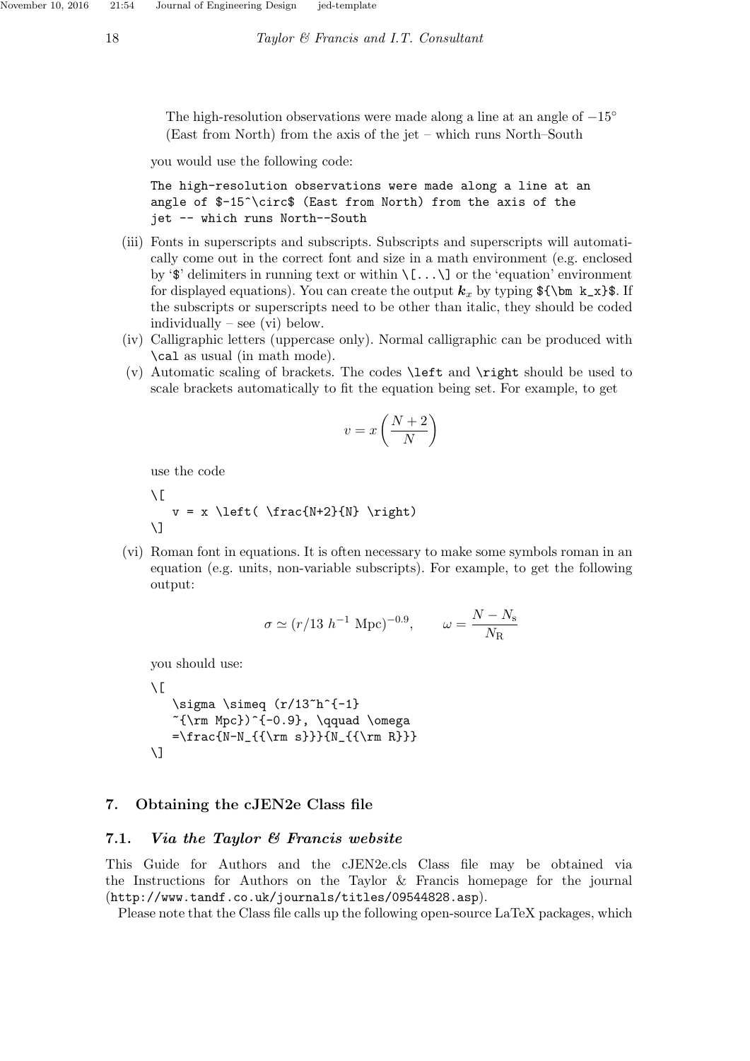The high-resolution observations were made along a line at an angle of $-15^\circ$ (East from North) from the axis of the jet – which runs North–South

you would use the following code:

```
The high-resolution observations were made along a line at an
angle of $-15^\circ$ (East from North) from the axis of the
jet -- which runs North--South
```

(iii) Fonts in superscripts and subscripts. Subscripts and superscripts will automatically come out in the correct font and size in a math environment (e.g. enclosed by '`$`' delimiters in running text or within `\[...\]` or the 'equation' environment for displayed equations). You can create the output $\boldsymbol{k}_x$ by typing `${\bm k_x}$`. If the subscripts or superscripts need to be other than italic, they should be coded individually – see (vi) below.

(iv) Calligraphic letters (uppercase only). Normal calligraphic can be produced with `\cal` as usual (in math mode).

(v) Automatic scaling of brackets. The codes `\left` and `\right` should be used to scale brackets automatically to fit the equation being set. For example, to get

$$v = x \left( \frac{N+2}{N} \right)$$

use the code

```
\[
   v = x \left( \frac{N+2}{N} \right)
\]
```

(vi) Roman font in equations. It is often necessary to make some symbols roman in an equation (e.g. units, non-variable subscripts). For example, to get the following output:

$$\sigma \simeq (r/13~h^{-1}~{\rm Mpc})^{-0.9}, \qquad \omega = \frac{N-N_{{\rm s}}}{N_{{\rm R}}}$$

you should use:

```
\[
   \sigma \simeq (r/13~h^{-1}
   ~{\rm Mpc})^{-0.9}, \qquad \omega
   =\frac{N-N_{{\rm s}}}{N_{{\rm R}}}
\]
```

## 7. Obtaining the cJEN2e Class file

### 7.1. *Via the Taylor & Francis website*

This Guide for Authors and the cJEN2e.cls Class file may be obtained via the Instructions for Authors on the Taylor & Francis homepage for the journal (`http://www.tandf.co.uk/journals/titles/09544828.asp`).

Please note that the Class file calls up the following open-source LaTeX packages, which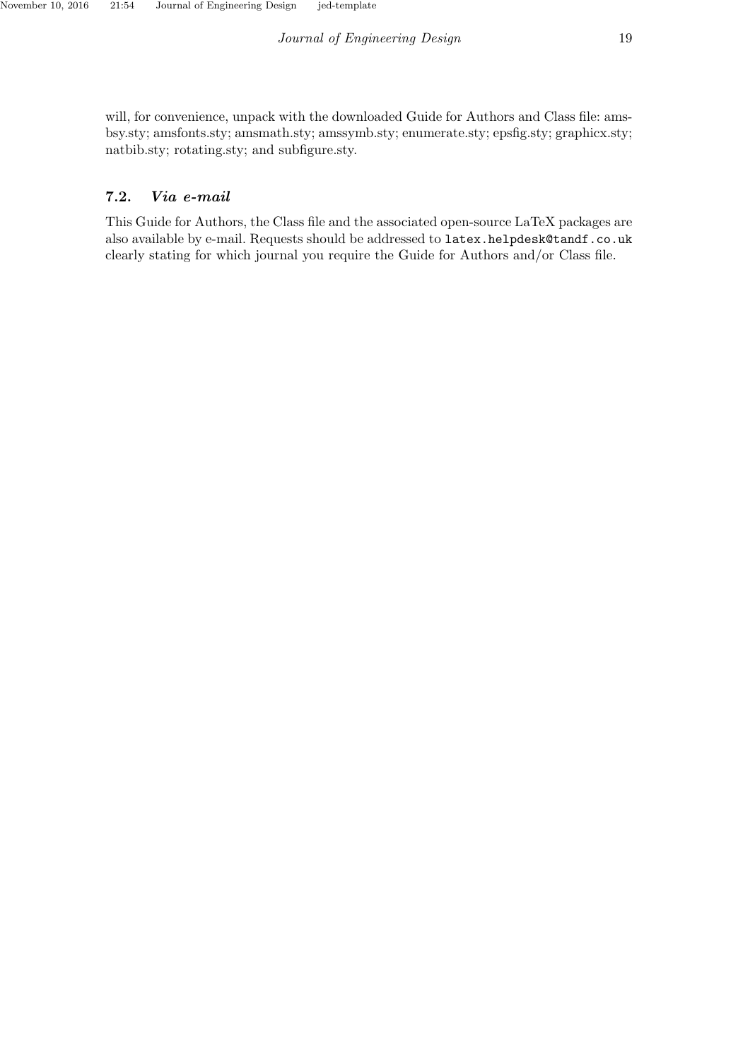will, for convenience, unpack with the downloaded Guide for Authors and Class file: amsbsy.sty; amsfonts.sty; amsmath.sty; amssymb.sty; enumerate.sty; epsfig.sty; graphicx.sty; natbib.sty; rotating.sty; and subfigure.sty.

### 7.2. *Via e-mail*

This Guide for Authors, the Class file and the associated open-source LaTeX packages are also available by e-mail. Requests should be addressed to `latex.helpdesk@tandf.co.uk` clearly stating for which journal you require the Guide for Authors and/or Class file.